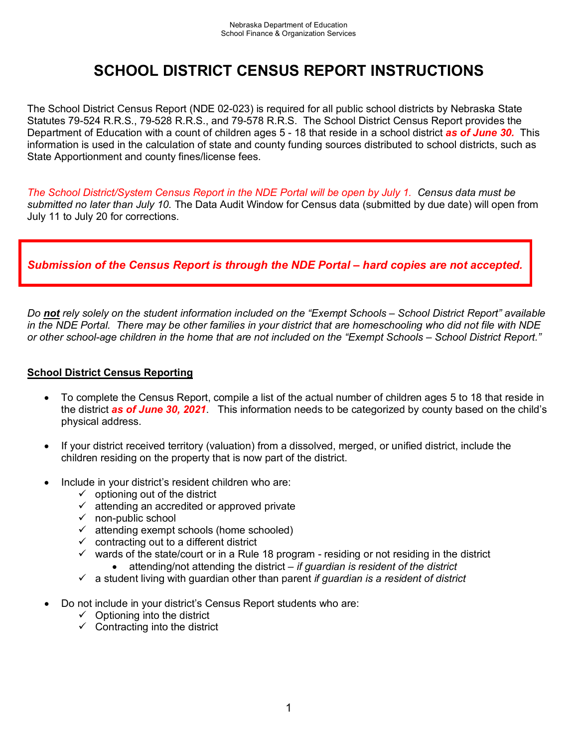Nebraska Department of Education
School Finance & Organization Services

# SCHOOL DISTRICT CENSUS REPORT INSTRUCTIONS

The School District Census Report (NDE 02-023) is required for all public school districts by Nebraska State Statutes 79-524 R.R.S., 79-528 R.R.S., and 79-578 R.R.S. The School District Census Report provides the Department of Education with a count of children ages 5 - 18 that reside in a school district ***as of June 30.*** This information is used in the calculation of state and county funding sources distributed to school districts, such as State Apportionment and county fines/license fees.

*The School District/System Census Report in the NDE Portal will be open by July 1. Census data must be submitted no later than July 10.* The Data Audit Window for Census data (submitted by due date) will open from July 11 to July 20 for corrections.

***Submission of the Census Report is through the NDE Portal – hard copies are not accepted.***

*Do **not** rely solely on the student information included on the "Exempt Schools – School District Report" available in the NDE Portal. There may be other families in your district that are homeschooling who did not file with NDE or other school-age children in the home that are not included on the "Exempt Schools – School District Report."*

## School District Census Reporting

- To complete the Census Report, compile a list of the actual number of children ages 5 to 18 that reside in the district ***as of June 30, 2021***. This information needs to be categorized by county based on the child's physical address.

- If your district received territory (valuation) from a dissolved, merged, or unified district, include the children residing on the property that is now part of the district.

- Include in your district's resident children who are:
  - ✓ optioning out of the district
  - ✓ attending an accredited or approved private
  - ✓ non-public school
  - ✓ attending exempt schools (home schooled)
  - ✓ contracting out to a different district
  - ✓ wards of the state/court or in a Rule 18 program - residing or not residing in the district
    - attending/not attending the district – *if guardian is resident of the district*
  - ✓ a student living with guardian other than parent *if guardian is a resident of district*

- Do not include in your district's Census Report students who are:
  - ✓ Optioning into the district
  - ✓ Contracting into the district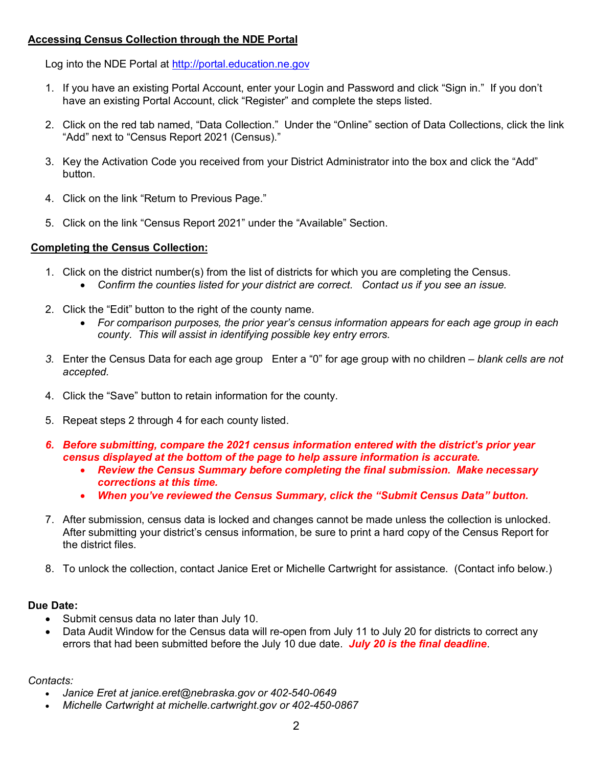## Accessing Census Collection through the NDE Portal

Log into the NDE Portal at http://portal.education.ne.gov

1. If you have an existing Portal Account, enter your Login and Password and click "Sign in." If you don't have an existing Portal Account, click "Register" and complete the steps listed.

2. Click on the red tab named, "Data Collection." Under the "Online" section of Data Collections, click the link "Add" next to "Census Report 2021 (Census)."

3. Key the Activation Code you received from your District Administrator into the box and click the "Add" button.

4. Click on the link "Return to Previous Page."

5. Click on the link "Census Report 2021" under the "Available" Section.

## Completing the Census Collection:

1. Click on the district number(s) from the list of districts for which you are completing the Census.
   - *Confirm the counties listed for your district are correct. Contact us if you see an issue.*

2. Click the "Edit" button to the right of the county name.
   - *For comparison purposes, the prior year's census information appears for each age group in each county. This will assist in identifying possible key entry errors.*

3. Enter the Census Data for each age group Enter a "0" for age group with no children – *blank cells are not accepted.*

4. Click the "Save" button to retain information for the county.

5. Repeat steps 2 through 4 for each county listed.

6. ***Before submitting, compare the 2021 census information entered with the district's prior year census displayed at the bottom of the page to help assure information is accurate.***
   - ***Review the Census Summary before completing the final submission. Make necessary corrections at this time.***
   - ***When you've reviewed the Census Summary, click the "Submit Census Data" button.***

7. After submission, census data is locked and changes cannot be made unless the collection is unlocked. After submitting your district's census information, be sure to print a hard copy of the Census Report for the district files.

8. To unlock the collection, contact Janice Eret or Michelle Cartwright for assistance. (Contact info below.)

**Due Date:**

- Submit census data no later than July 10.
- Data Audit Window for the Census data will re-open from July 11 to July 20 for districts to correct any errors that had been submitted before the July 10 due date. ***July 20 is the final deadline***.

*Contacts:*

- *Janice Eret at janice.eret@nebraska.gov or 402-540-0649*
- *Michelle Cartwright at michelle.cartwright.gov or 402-450-0867*